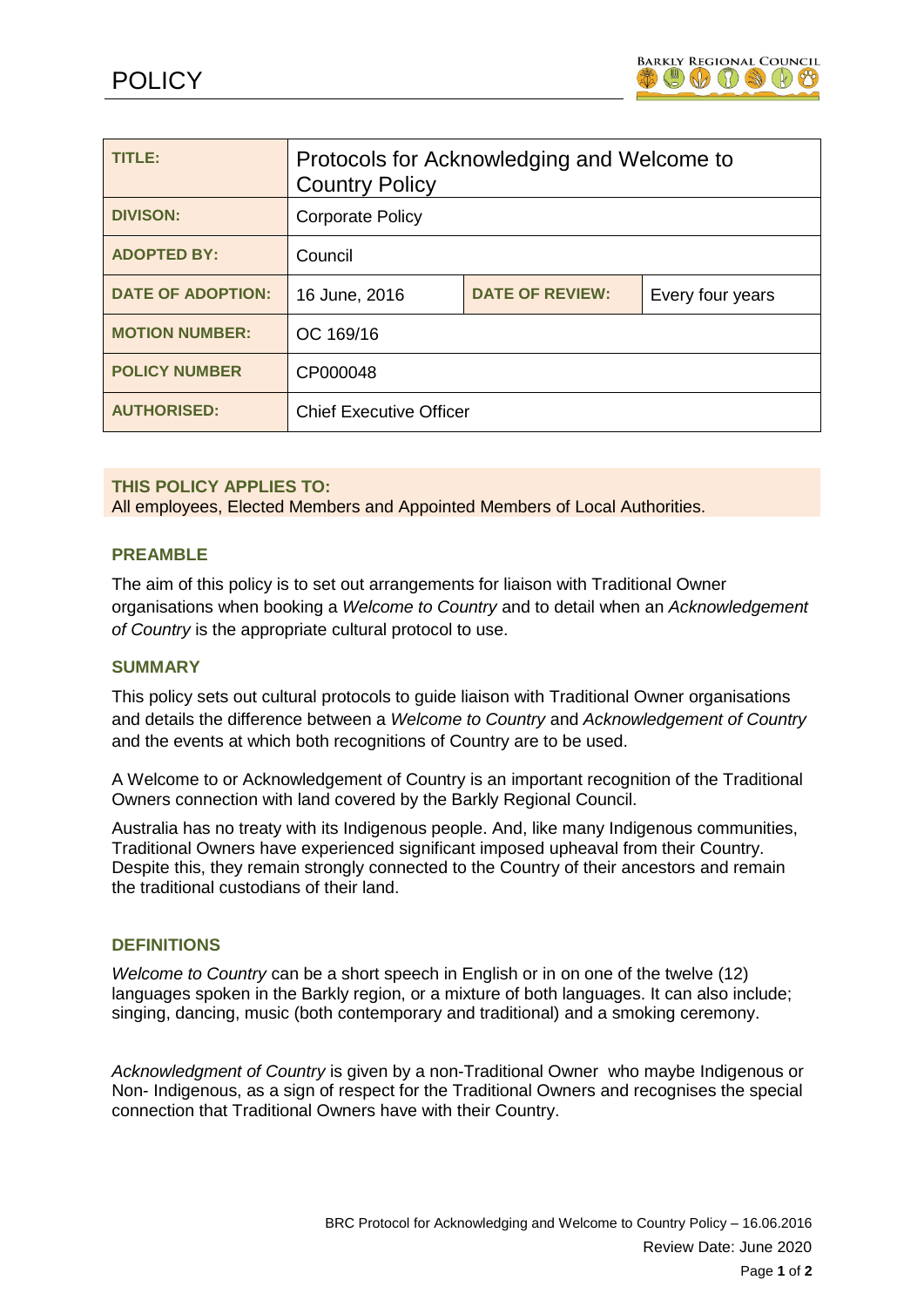# POLICY

| TITLE: | Protocols for Acknowledging and Welcome to Country Policy | | |
|---|---|---|---|
| DIVISON: | Corporate Policy | | |
| ADOPTED BY: | Council | | |
| DATE OF ADOPTION: | 16 June, 2016 | DATE OF REVIEW: | Every four years |
| MOTION NUMBER: | OC 169/16 | | |
| POLICY NUMBER | CP000048 | | |
| AUTHORISED: | Chief Executive Officer | | |

**THIS POLICY APPLIES TO:**
All employees, Elected Members and Appointed Members of Local Authorities.

## PREAMBLE

The aim of this policy is to set out arrangements for liaison with Traditional Owner organisations when booking a *Welcome to Country* and to detail when an *Acknowledgement of Country* is the appropriate cultural protocol to use.

## SUMMARY

This policy sets out cultural protocols to guide liaison with Traditional Owner organisations and details the difference between a *Welcome to Country* and *Acknowledgement of Country* and the events at which both recognitions of Country are to be used.

A Welcome to or Acknowledgement of Country is an important recognition of the Traditional Owners connection with land covered by the Barkly Regional Council.

Australia has no treaty with its Indigenous people. And, like many Indigenous communities, Traditional Owners have experienced significant imposed upheaval from their Country. Despite this, they remain strongly connected to the Country of their ancestors and remain the traditional custodians of their land.

## DEFINITIONS

*Welcome to Country* can be a short speech in English or in on one of the twelve (12) languages spoken in the Barkly region, or a mixture of both languages. It can also include; singing, dancing, music (both contemporary and traditional) and a smoking ceremony.

*Acknowledgment of Country* is given by a non-Traditional Owner who maybe Indigenous or Non- Indigenous, as a sign of respect for the Traditional Owners and recognises the special connection that Traditional Owners have with their Country.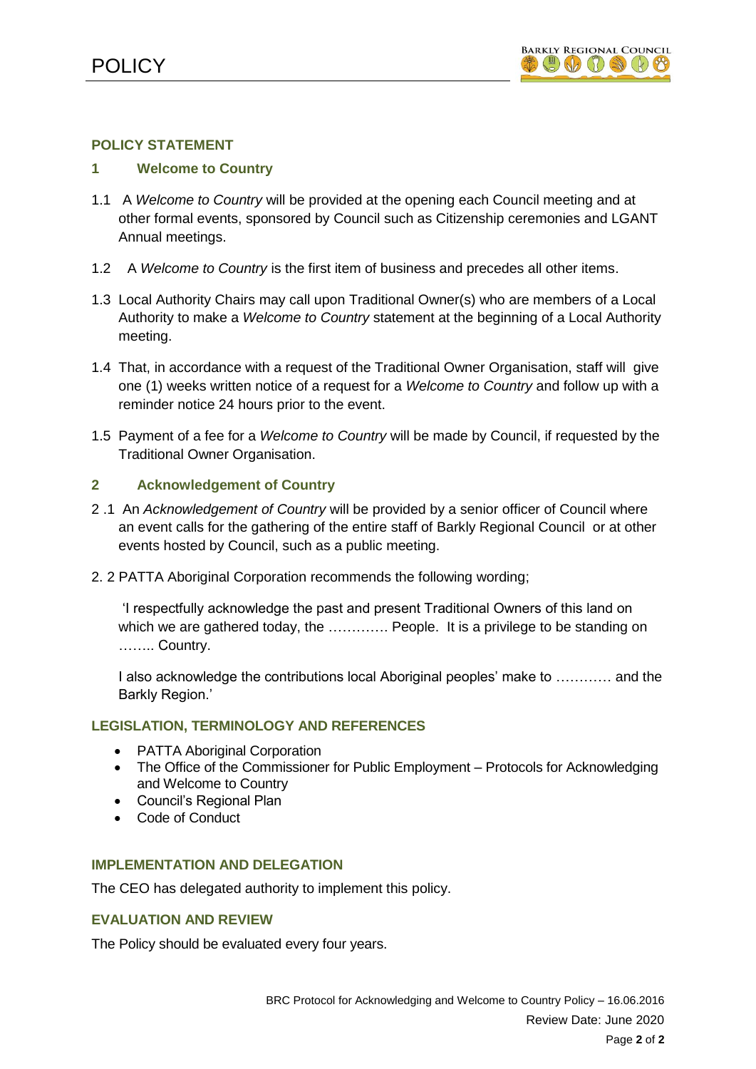# POLICY

## POLICY STATEMENT

### 1 Welcome to Country

1.1 A *Welcome to Country* will be provided at the opening each Council meeting and at other formal events, sponsored by Council such as Citizenship ceremonies and LGANT Annual meetings.

1.2 A *Welcome to Country* is the first item of business and precedes all other items.

1.3 Local Authority Chairs may call upon Traditional Owner(s) who are members of a Local Authority to make a *Welcome to Country* statement at the beginning of a Local Authority meeting.

1.4 That, in accordance with a request of the Traditional Owner Organisation, staff will give one (1) weeks written notice of a request for a *Welcome to Country* and follow up with a reminder notice 24 hours prior to the event.

1.5 Payment of a fee for a *Welcome to Country* will be made by Council, if requested by the Traditional Owner Organisation.

### 2 Acknowledgement of Country

2 .1 An *Acknowledgement of Country* will be provided by a senior officer of Council where an event calls for the gathering of the entire staff of Barkly Regional Council or at other events hosted by Council, such as a public meeting.

2. 2 PATTA Aboriginal Corporation recommends the following wording;

'I respectfully acknowledge the past and present Traditional Owners of this land on which we are gathered today, the …………. People. It is a privilege to be standing on …….. Country.

I also acknowledge the contributions local Aboriginal peoples' make to ………… and the Barkly Region.'

## LEGISLATION, TERMINOLOGY AND REFERENCES

- PATTA Aboriginal Corporation
- The Office of the Commissioner for Public Employment – Protocols for Acknowledging and Welcome to Country
- Council's Regional Plan
- Code of Conduct

## IMPLEMENTATION AND DELEGATION

The CEO has delegated authority to implement this policy.

## EVALUATION AND REVIEW

The Policy should be evaluated every four years.

BRC Protocol for Acknowledging and Welcome to Country Policy – 16.06.2016

Review Date: June 2020